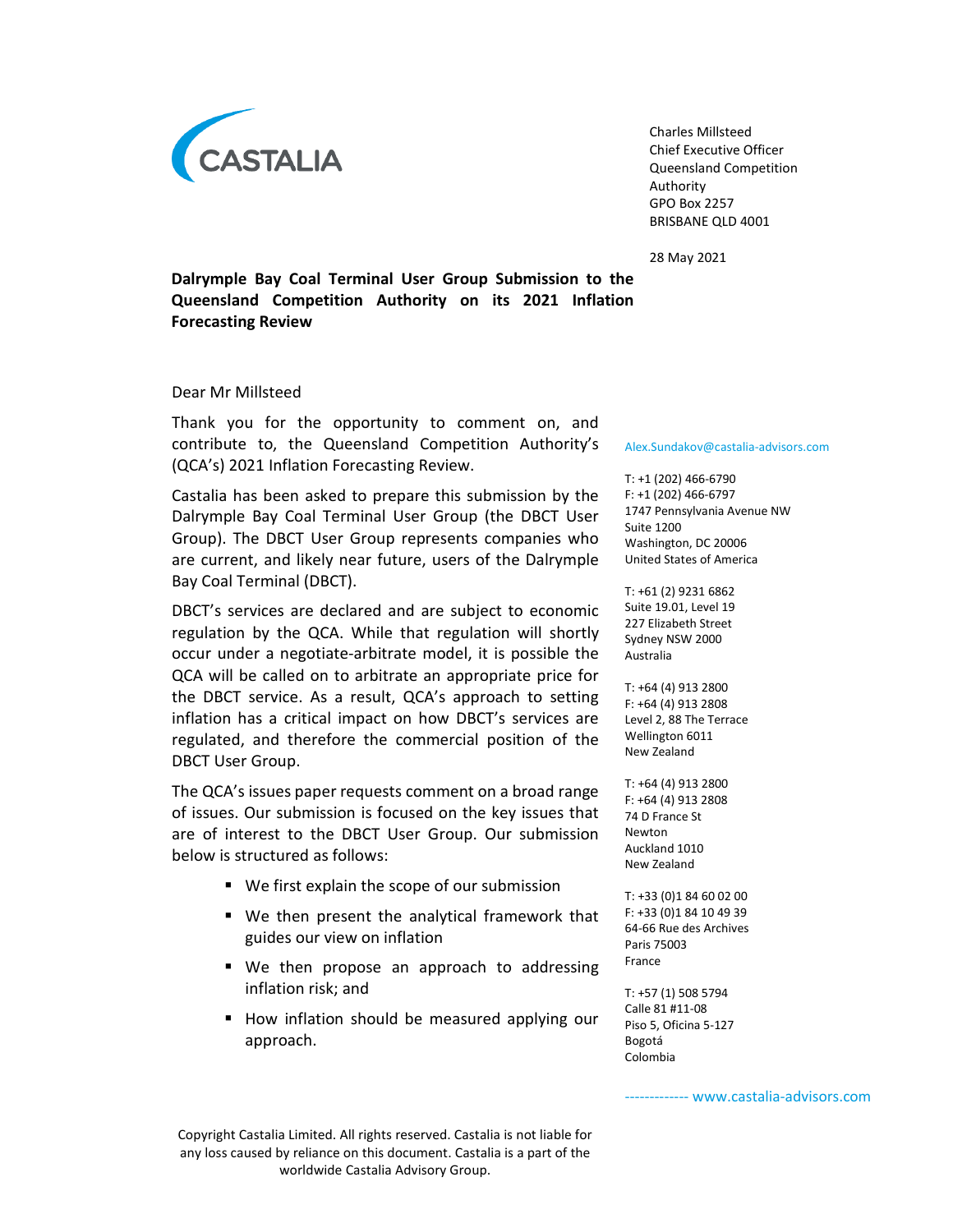CASTALIA

Charles Millsteed
Chief Executive Officer
Queensland Competition Authority
GPO Box 2257
BRISBANE QLD 4001

28 May 2021

**Dalrymple Bay Coal Terminal User Group Submission to the Queensland Competition Authority on its 2021 Inflation Forecasting Review**

Dear Mr Millsteed

Thank you for the opportunity to comment on, and contribute to, the Queensland Competition Authority's (QCA's) 2021 Inflation Forecasting Review.

Castalia has been asked to prepare this submission by the Dalrymple Bay Coal Terminal User Group (the DBCT User Group). The DBCT User Group represents companies who are current, and likely near future, users of the Dalrymple Bay Coal Terminal (DBCT).

DBCT's services are declared and are subject to economic regulation by the QCA. While that regulation will shortly occur under a negotiate-arbitrate model, it is possible the QCA will be called on to arbitrate an appropriate price for the DBCT service. As a result, QCA's approach to setting inflation has a critical impact on how DBCT's services are regulated, and therefore the commercial position of the DBCT User Group.

The QCA's issues paper requests comment on a broad range of issues. Our submission is focused on the key issues that are of interest to the DBCT User Group. Our submission below is structured as follows:

- We first explain the scope of our submission
- We then present the analytical framework that guides our view on inflation
- We then propose an approach to addressing inflation risk; and
- How inflation should be measured applying our approach.

Alex.Sundakov@castalia-advisors.com

T: +1 (202) 466-6790
F: +1 (202) 466-6797
1747 Pennsylvania Avenue NW
Suite 1200
Washington, DC 20006
United States of America

T: +61 (2) 9231 6862
Suite 19.01, Level 19
227 Elizabeth Street
Sydney NSW 2000
Australia

T: +64 (4) 913 2800
F: +64 (4) 913 2808
Level 2, 88 The Terrace
Wellington 6011
New Zealand

T: +64 (4) 913 2800
F: +64 (4) 913 2808
74 D France St
Newton
Auckland 1010
New Zealand

T: +33 (0)1 84 60 02 00
F: +33 (0)1 84 10 49 39
64-66 Rue des Archives
Paris 75003
France

T: +57 (1) 508 5794
Calle 81 #11-08
Piso 5, Oficina 5-127
Bogotá
Colombia

------------- www.castalia-advisors.com

Copyright Castalia Limited. All rights reserved. Castalia is not liable for any loss caused by reliance on this document. Castalia is a part of the worldwide Castalia Advisory Group.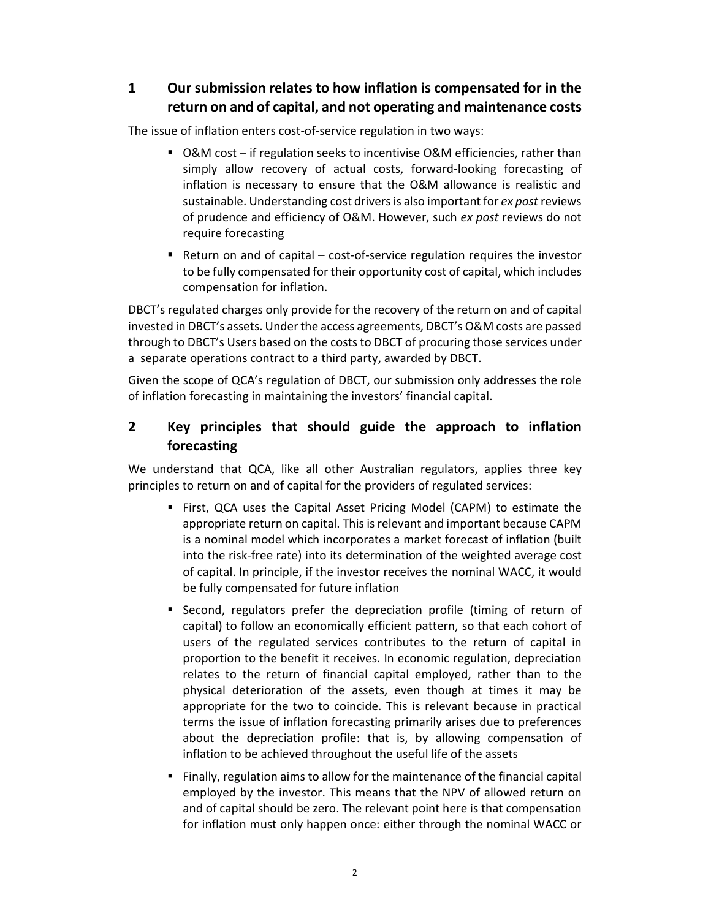## 1 Our submission relates to how inflation is compensated for in the return on and of capital, and not operating and maintenance costs

The issue of inflation enters cost-of-service regulation in two ways:

- O&M cost – if regulation seeks to incentivise O&M efficiencies, rather than simply allow recovery of actual costs, forward-looking forecasting of inflation is necessary to ensure that the O&M allowance is realistic and sustainable. Understanding cost drivers is also important for *ex post* reviews of prudence and efficiency of O&M. However, such *ex post* reviews do not require forecasting
- Return on and of capital – cost-of-service regulation requires the investor to be fully compensated for their opportunity cost of capital, which includes compensation for inflation.

DBCT's regulated charges only provide for the recovery of the return on and of capital invested in DBCT's assets. Under the access agreements, DBCT's O&M costs are passed through to DBCT's Users based on the costs to DBCT of procuring those services under a separate operations contract to a third party, awarded by DBCT.

Given the scope of QCA's regulation of DBCT, our submission only addresses the role of inflation forecasting in maintaining the investors' financial capital.

## 2 Key principles that should guide the approach to inflation forecasting

We understand that QCA, like all other Australian regulators, applies three key principles to return on and of capital for the providers of regulated services:

- First, QCA uses the Capital Asset Pricing Model (CAPM) to estimate the appropriate return on capital. This is relevant and important because CAPM is a nominal model which incorporates a market forecast of inflation (built into the risk-free rate) into its determination of the weighted average cost of capital. In principle, if the investor receives the nominal WACC, it would be fully compensated for future inflation
- Second, regulators prefer the depreciation profile (timing of return of capital) to follow an economically efficient pattern, so that each cohort of users of the regulated services contributes to the return of capital in proportion to the benefit it receives. In economic regulation, depreciation relates to the return of financial capital employed, rather than to the physical deterioration of the assets, even though at times it may be appropriate for the two to coincide. This is relevant because in practical terms the issue of inflation forecasting primarily arises due to preferences about the depreciation profile: that is, by allowing compensation of inflation to be achieved throughout the useful life of the assets
- Finally, regulation aims to allow for the maintenance of the financial capital employed by the investor. This means that the NPV of allowed return on and of capital should be zero. The relevant point here is that compensation for inflation must only happen once: either through the nominal WACC or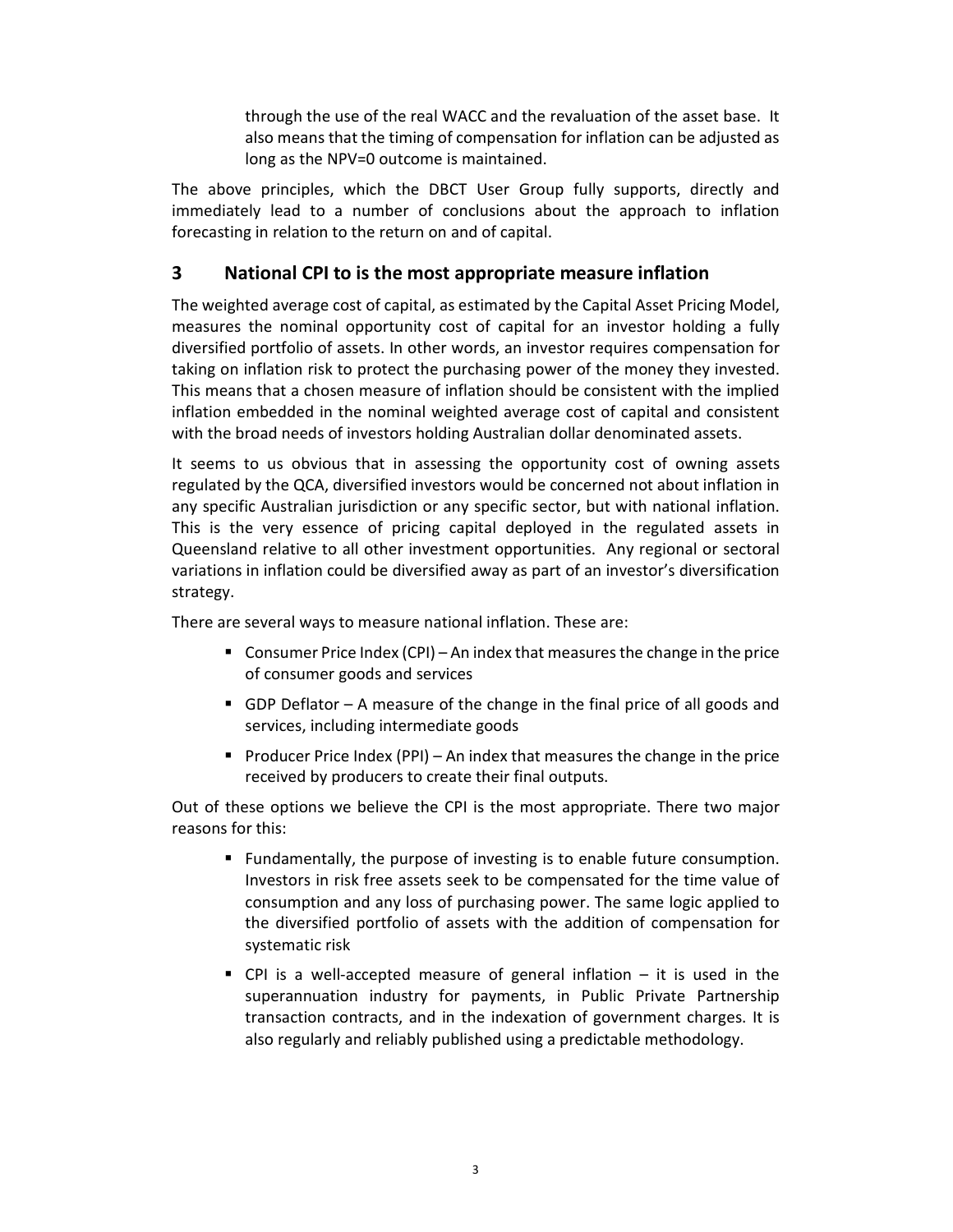through the use of the real WACC and the revaluation of the asset base. It also means that the timing of compensation for inflation can be adjusted as long as the NPV=0 outcome is maintained.

The above principles, which the DBCT User Group fully supports, directly and immediately lead to a number of conclusions about the approach to inflation forecasting in relation to the return on and of capital.

## 3 National CPI to is the most appropriate measure inflation

The weighted average cost of capital, as estimated by the Capital Asset Pricing Model, measures the nominal opportunity cost of capital for an investor holding a fully diversified portfolio of assets. In other words, an investor requires compensation for taking on inflation risk to protect the purchasing power of the money they invested. This means that a chosen measure of inflation should be consistent with the implied inflation embedded in the nominal weighted average cost of capital and consistent with the broad needs of investors holding Australian dollar denominated assets.

It seems to us obvious that in assessing the opportunity cost of owning assets regulated by the QCA, diversified investors would be concerned not about inflation in any specific Australian jurisdiction or any specific sector, but with national inflation. This is the very essence of pricing capital deployed in the regulated assets in Queensland relative to all other investment opportunities. Any regional or sectoral variations in inflation could be diversified away as part of an investor's diversification strategy.

There are several ways to measure national inflation. These are:

- Consumer Price Index (CPI) – An index that measures the change in the price of consumer goods and services
- GDP Deflator – A measure of the change in the final price of all goods and services, including intermediate goods
- Producer Price Index (PPI) – An index that measures the change in the price received by producers to create their final outputs.

Out of these options we believe the CPI is the most appropriate. There two major reasons for this:

- Fundamentally, the purpose of investing is to enable future consumption. Investors in risk free assets seek to be compensated for the time value of consumption and any loss of purchasing power. The same logic applied to the diversified portfolio of assets with the addition of compensation for systematic risk
- CPI is a well-accepted measure of general inflation – it is used in the superannuation industry for payments, in Public Private Partnership transaction contracts, and in the indexation of government charges. It is also regularly and reliably published using a predictable methodology.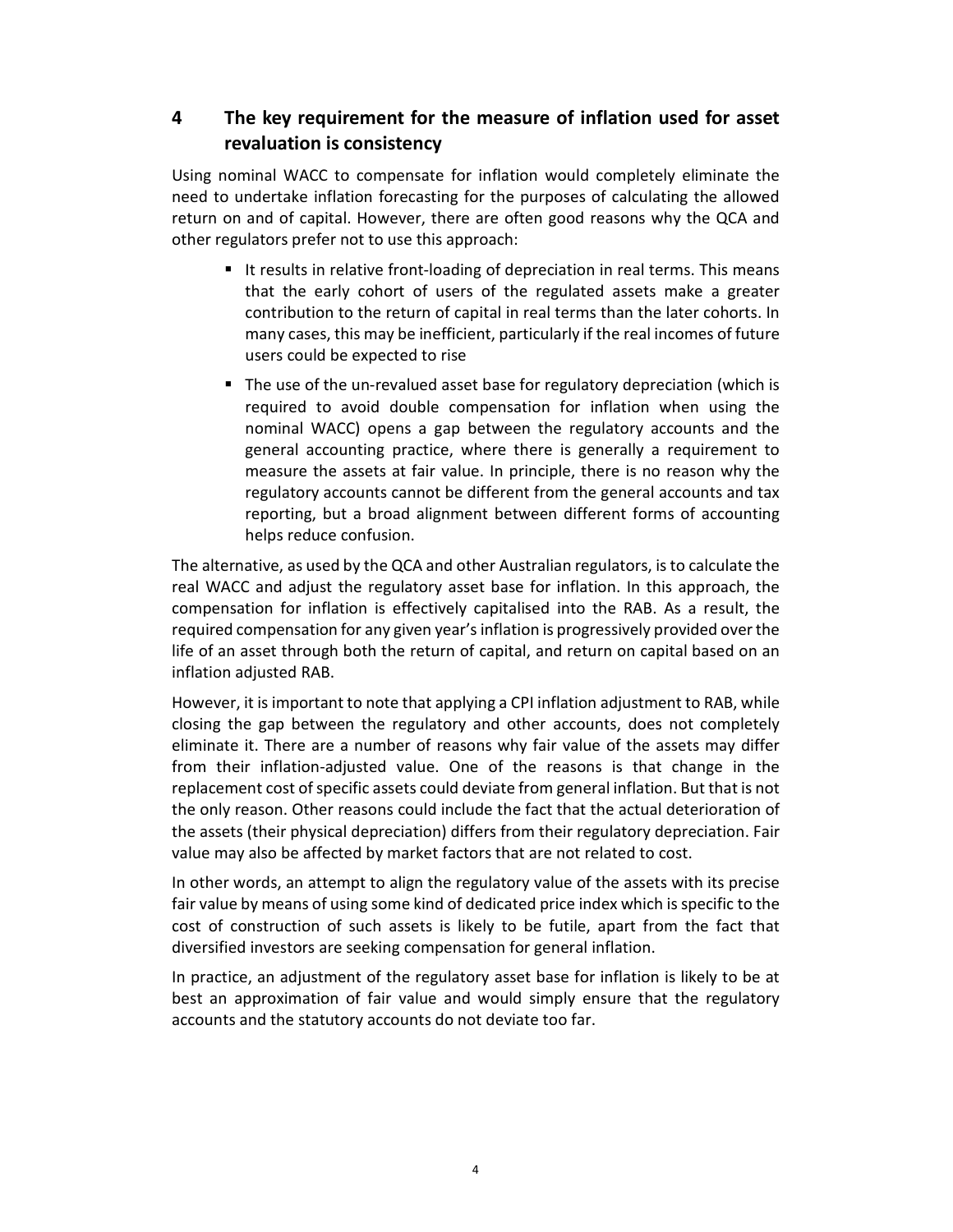## 4 The key requirement for the measure of inflation used for asset revaluation is consistency

Using nominal WACC to compensate for inflation would completely eliminate the need to undertake inflation forecasting for the purposes of calculating the allowed return on and of capital. However, there are often good reasons why the QCA and other regulators prefer not to use this approach:

- It results in relative front-loading of depreciation in real terms. This means that the early cohort of users of the regulated assets make a greater contribution to the return of capital in real terms than the later cohorts. In many cases, this may be inefficient, particularly if the real incomes of future users could be expected to rise
- The use of the un-revalued asset base for regulatory depreciation (which is required to avoid double compensation for inflation when using the nominal WACC) opens a gap between the regulatory accounts and the general accounting practice, where there is generally a requirement to measure the assets at fair value. In principle, there is no reason why the regulatory accounts cannot be different from the general accounts and tax reporting, but a broad alignment between different forms of accounting helps reduce confusion.

The alternative, as used by the QCA and other Australian regulators, is to calculate the real WACC and adjust the regulatory asset base for inflation. In this approach, the compensation for inflation is effectively capitalised into the RAB. As a result, the required compensation for any given year's inflation is progressively provided over the life of an asset through both the return of capital, and return on capital based on an inflation adjusted RAB.

However, it is important to note that applying a CPI inflation adjustment to RAB, while closing the gap between the regulatory and other accounts, does not completely eliminate it. There are a number of reasons why fair value of the assets may differ from their inflation-adjusted value. One of the reasons is that change in the replacement cost of specific assets could deviate from general inflation. But that is not the only reason. Other reasons could include the fact that the actual deterioration of the assets (their physical depreciation) differs from their regulatory depreciation. Fair value may also be affected by market factors that are not related to cost.

In other words, an attempt to align the regulatory value of the assets with its precise fair value by means of using some kind of dedicated price index which is specific to the cost of construction of such assets is likely to be futile, apart from the fact that diversified investors are seeking compensation for general inflation.

In practice, an adjustment of the regulatory asset base for inflation is likely to be at best an approximation of fair value and would simply ensure that the regulatory accounts and the statutory accounts do not deviate too far.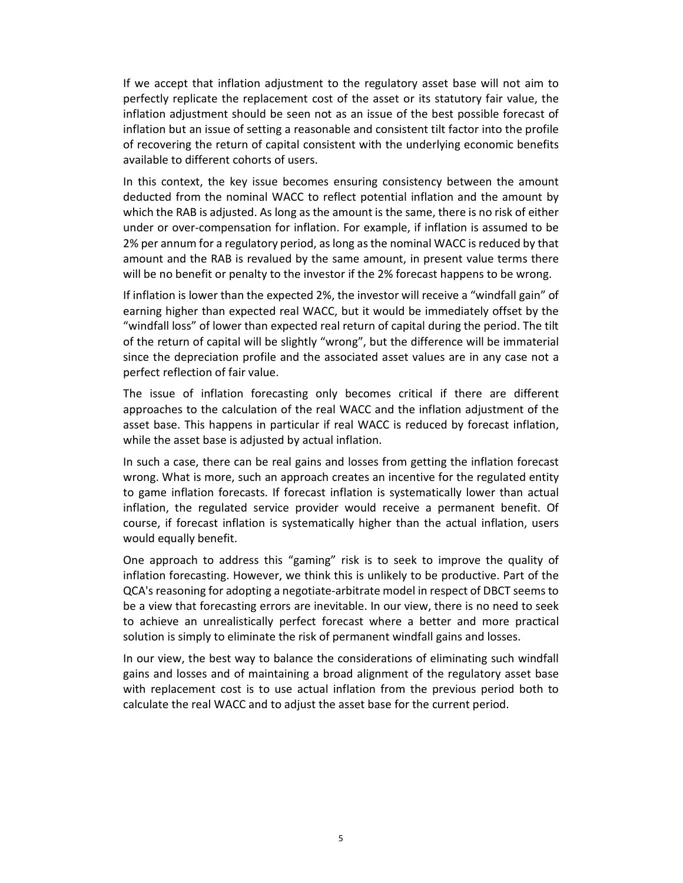If we accept that inflation adjustment to the regulatory asset base will not aim to perfectly replicate the replacement cost of the asset or its statutory fair value, the inflation adjustment should be seen not as an issue of the best possible forecast of inflation but an issue of setting a reasonable and consistent tilt factor into the profile of recovering the return of capital consistent with the underlying economic benefits available to different cohorts of users.

In this context, the key issue becomes ensuring consistency between the amount deducted from the nominal WACC to reflect potential inflation and the amount by which the RAB is adjusted. As long as the amount is the same, there is no risk of either under or over-compensation for inflation. For example, if inflation is assumed to be 2% per annum for a regulatory period, as long as the nominal WACC is reduced by that amount and the RAB is revalued by the same amount, in present value terms there will be no benefit or penalty to the investor if the 2% forecast happens to be wrong.

If inflation is lower than the expected 2%, the investor will receive a "windfall gain" of earning higher than expected real WACC, but it would be immediately offset by the "windfall loss" of lower than expected real return of capital during the period. The tilt of the return of capital will be slightly "wrong", but the difference will be immaterial since the depreciation profile and the associated asset values are in any case not a perfect reflection of fair value.

The issue of inflation forecasting only becomes critical if there are different approaches to the calculation of the real WACC and the inflation adjustment of the asset base. This happens in particular if real WACC is reduced by forecast inflation, while the asset base is adjusted by actual inflation.

In such a case, there can be real gains and losses from getting the inflation forecast wrong. What is more, such an approach creates an incentive for the regulated entity to game inflation forecasts. If forecast inflation is systematically lower than actual inflation, the regulated service provider would receive a permanent benefit. Of course, if forecast inflation is systematically higher than the actual inflation, users would equally benefit.

One approach to address this "gaming" risk is to seek to improve the quality of inflation forecasting. However, we think this is unlikely to be productive. Part of the QCA's reasoning for adopting a negotiate-arbitrate model in respect of DBCT seems to be a view that forecasting errors are inevitable. In our view, there is no need to seek to achieve an unrealistically perfect forecast where a better and more practical solution is simply to eliminate the risk of permanent windfall gains and losses.

In our view, the best way to balance the considerations of eliminating such windfall gains and losses and of maintaining a broad alignment of the regulatory asset base with replacement cost is to use actual inflation from the previous period both to calculate the real WACC and to adjust the asset base for the current period.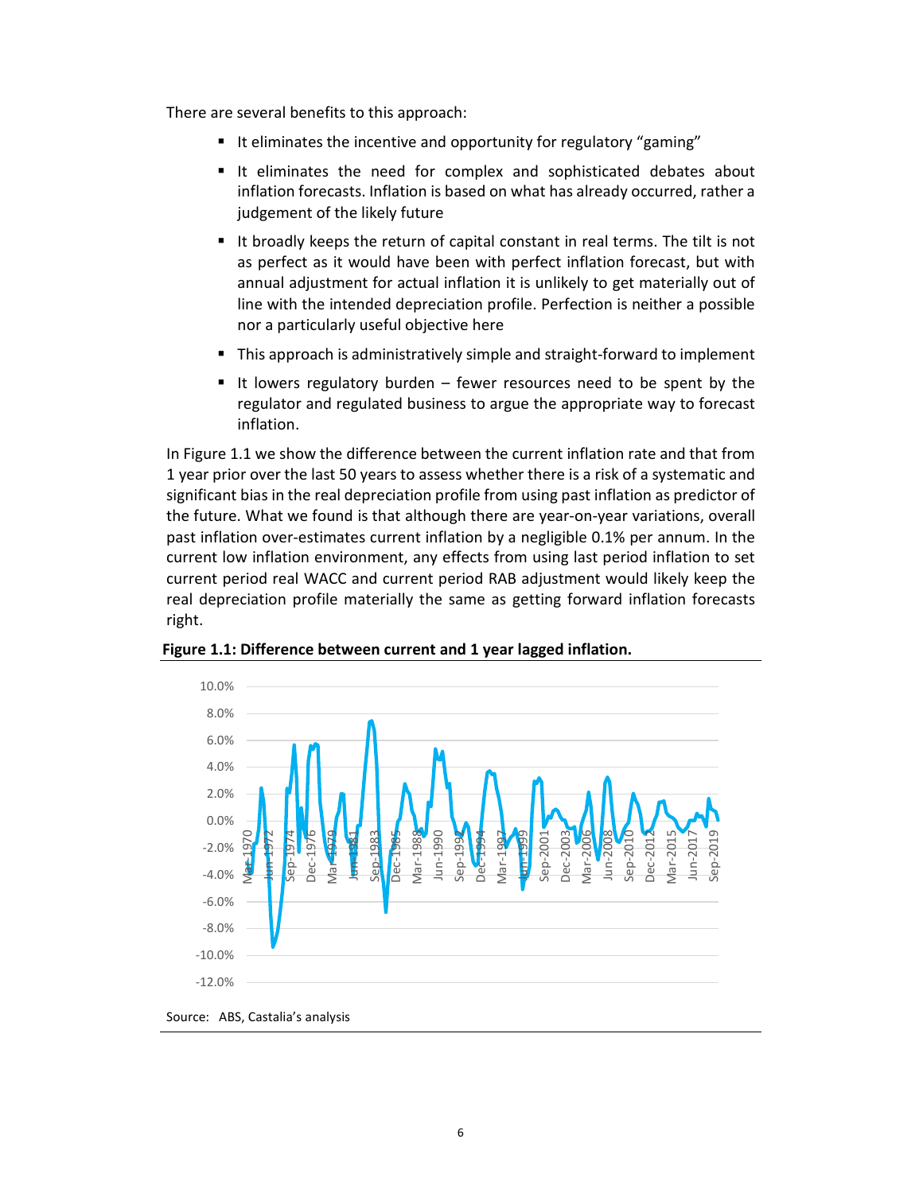There are several benefits to this approach:

- It eliminates the incentive and opportunity for regulatory "gaming"
- It eliminates the need for complex and sophisticated debates about inflation forecasts. Inflation is based on what has already occurred, rather a judgement of the likely future
- It broadly keeps the return of capital constant in real terms. The tilt is not as perfect as it would have been with perfect inflation forecast, but with annual adjustment for actual inflation it is unlikely to get materially out of line with the intended depreciation profile. Perfection is neither a possible nor a particularly useful objective here
- This approach is administratively simple and straight-forward to implement
- It lowers regulatory burden – fewer resources need to be spent by the regulator and regulated business to argue the appropriate way to forecast inflation.

In Figure 1.1 we show the difference between the current inflation rate and that from 1 year prior over the last 50 years to assess whether there is a risk of a systematic and significant bias in the real depreciation profile from using past inflation as predictor of the future. What we found is that although there are year-on-year variations, overall past inflation over-estimates current inflation by a negligible 0.1% per annum. In the current low inflation environment, any effects from using last period inflation to set current period real WACC and current period RAB adjustment would likely keep the real depreciation profile materially the same as getting forward inflation forecasts right.

**Figure 1.1: Difference between current and 1 year lagged inflation.**

Source: ABS, Castalia's analysis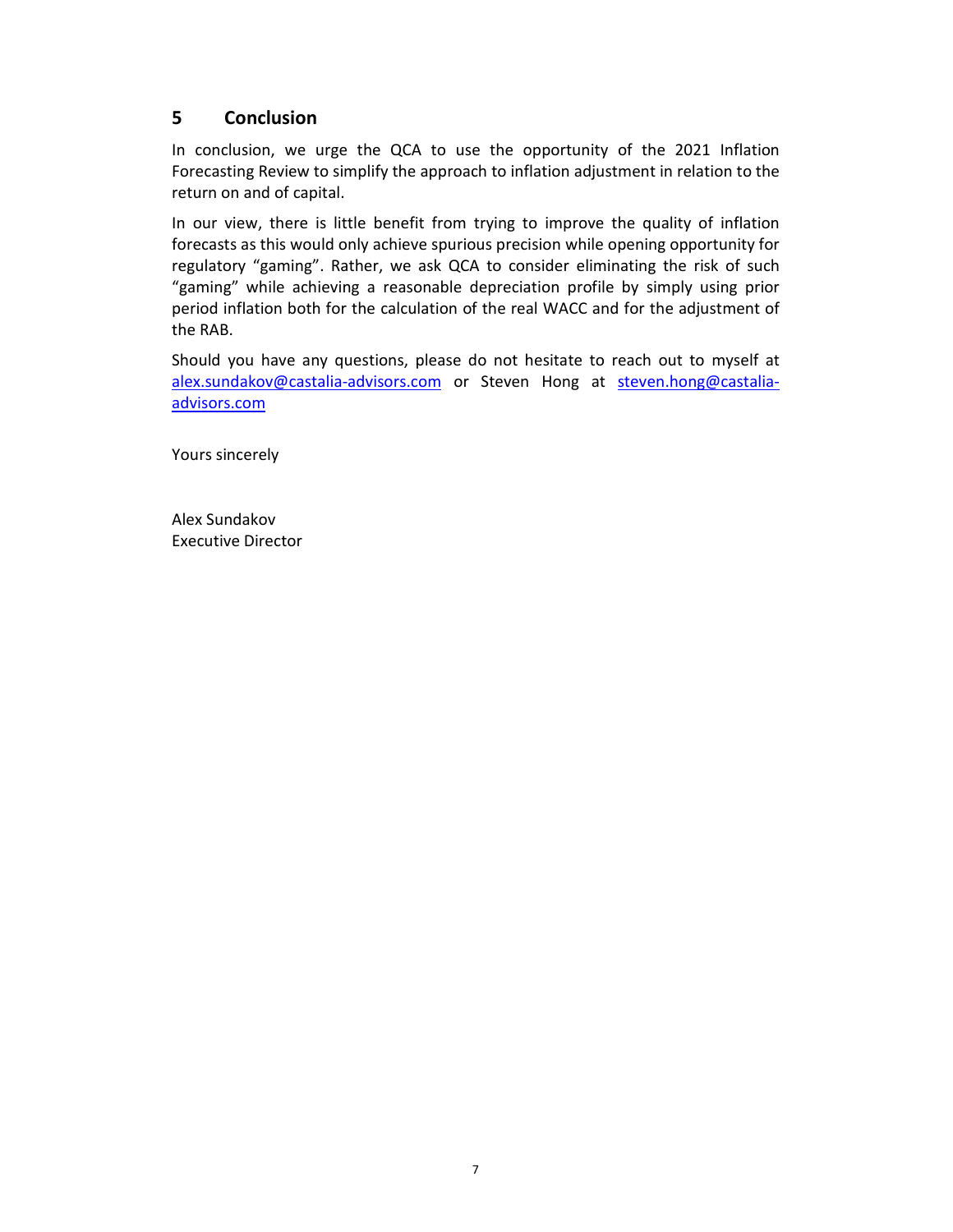## 5 Conclusion

In conclusion, we urge the QCA to use the opportunity of the 2021 Inflation Forecasting Review to simplify the approach to inflation adjustment in relation to the return on and of capital.

In our view, there is little benefit from trying to improve the quality of inflation forecasts as this would only achieve spurious precision while opening opportunity for regulatory "gaming". Rather, we ask QCA to consider eliminating the risk of such "gaming" while achieving a reasonable depreciation profile by simply using prior period inflation both for the calculation of the real WACC and for the adjustment of the RAB.

Should you have any questions, please do not hesitate to reach out to myself at alex.sundakov@castalia-advisors.com or Steven Hong at steven.hong@castalia-advisors.com

Yours sincerely

Alex Sundakov
Executive Director